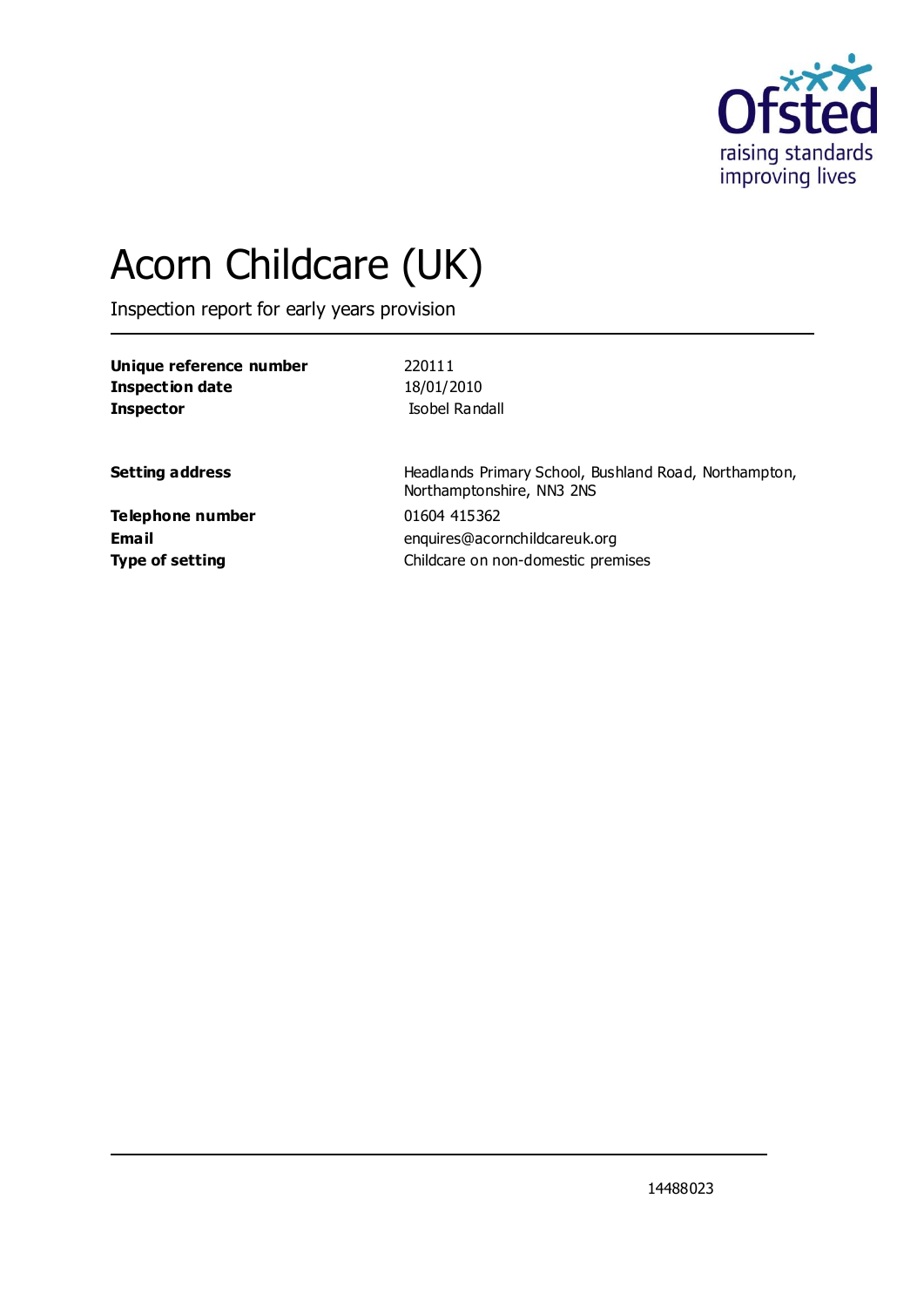Ofsted

raising standards
improving lives

# Acorn Childcare (UK)

Inspection report for early years provision

| | |
|---|---|
| **Unique reference number** | 220111 |
| **Inspection date** | 18/01/2010 |
| **Inspector** | Isobel Randall |

| | |
|---|---|
| **Setting address** | Headlands Primary School, Bushland Road, Northampton, Northamptonshire, NN3 2NS |
| **Telephone number** | 01604 415362 |
| **Email** | enquires@acornchildcareuk.org |
| **Type of setting** | Childcare on non-domestic premises |

14488023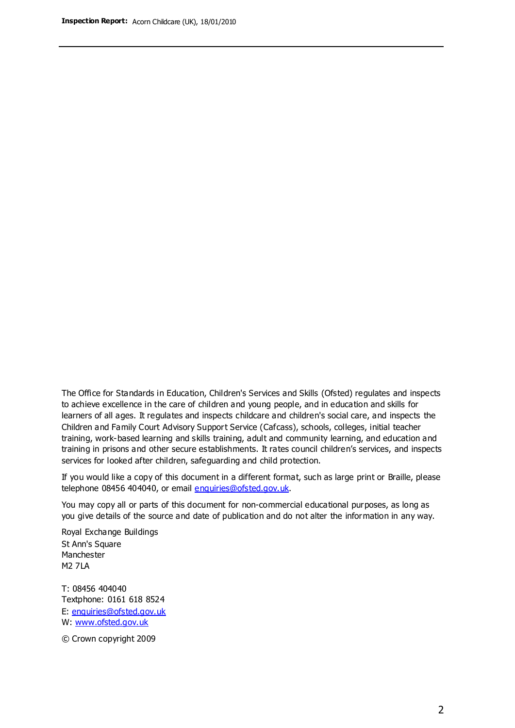The Office for Standards in Education, Children's Services and Skills (Ofsted) regulates and inspects to achieve excellence in the care of children and young people, and in education and skills for learners of all ages. It regulates and inspects childcare and children's social care, and inspects the Children and Family Court Advisory Support Service (Cafcass), schools, colleges, initial teacher training, work-based learning and skills training, adult and community learning, and education and training in prisons and other secure establishments. It rates council children's services, and inspects services for looked after children, safeguarding and child protection.

If you would like a copy of this document in a different format, such as large print or Braille, please telephone 08456 404040, or email enquiries@ofsted.gov.uk.

You may copy all or parts of this document for non-commercial educational purposes, as long as you give details of the source and date of publication and do not alter the information in any way.

Royal Exchange Buildings
St Ann's Square
Manchester
M2 7LA

T: 08456 404040
Textphone: 0161 618 8524
E: enquiries@ofsted.gov.uk
W: www.ofsted.gov.uk

© Crown copyright 2009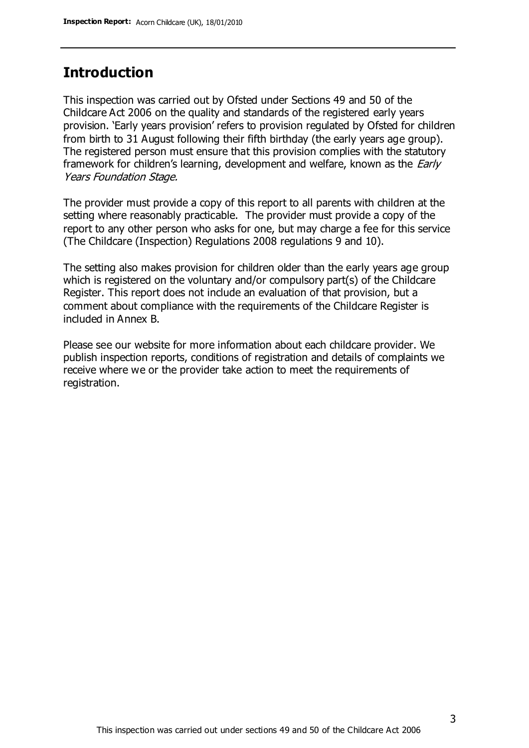## Introduction

This inspection was carried out by Ofsted under Sections 49 and 50 of the Childcare Act 2006 on the quality and standards of the registered early years provision. 'Early years provision' refers to provision regulated by Ofsted for children from birth to 31 August following their fifth birthday (the early years age group). The registered person must ensure that this provision complies with the statutory framework for children's learning, development and welfare, known as the *Early Years Foundation Stage.*

The provider must provide a copy of this report to all parents with children at the setting where reasonably practicable. The provider must provide a copy of the report to any other person who asks for one, but may charge a fee for this service (The Childcare (Inspection) Regulations 2008 regulations 9 and 10).

The setting also makes provision for children older than the early years age group which is registered on the voluntary and/or compulsory part(s) of the Childcare Register. This report does not include an evaluation of that provision, but a comment about compliance with the requirements of the Childcare Register is included in Annex B.

Please see our website for more information about each childcare provider. We publish inspection reports, conditions of registration and details of complaints we receive where we or the provider take action to meet the requirements of registration.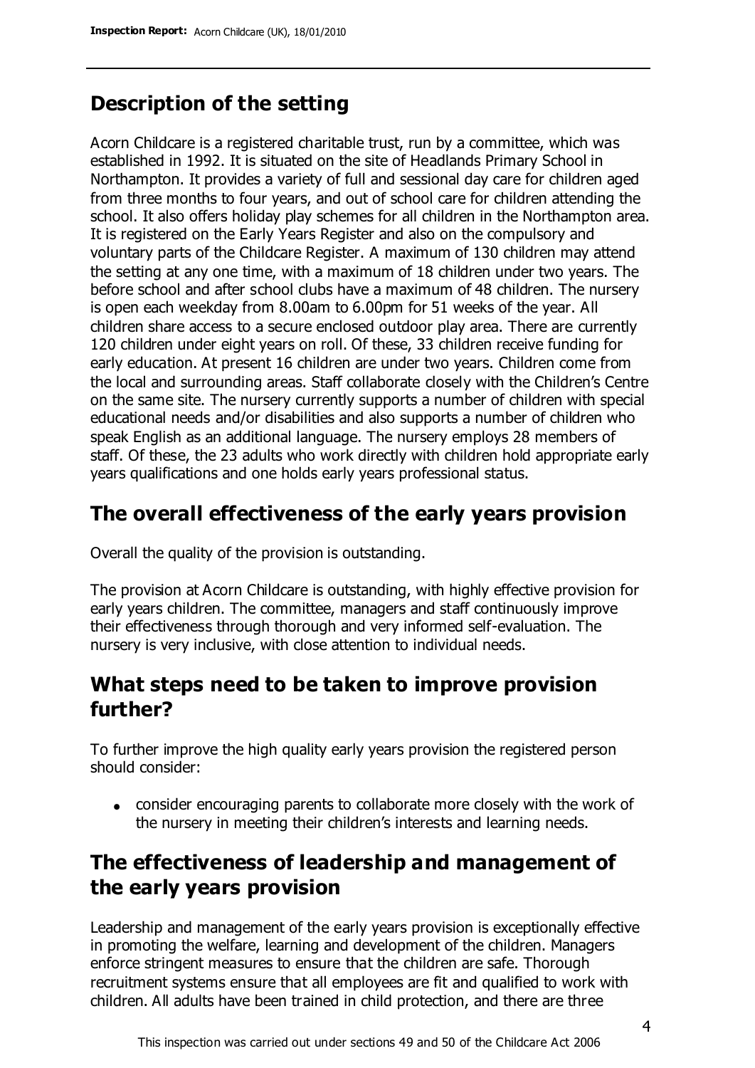## Description of the setting

Acorn Childcare is a registered charitable trust, run by a committee, which was established in 1992. It is situated on the site of Headlands Primary School in Northampton. It provides a variety of full and sessional day care for children aged from three months to four years, and out of school care for children attending the school. It also offers holiday play schemes for all children in the Northampton area. It is registered on the Early Years Register and also on the compulsory and voluntary parts of the Childcare Register. A maximum of 130 children may attend the setting at any one time, with a maximum of 18 children under two years. The before school and after school clubs have a maximum of 48 children. The nursery is open each weekday from 8.00am to 6.00pm for 51 weeks of the year. All children share access to a secure enclosed outdoor play area. There are currently 120 children under eight years on roll. Of these, 33 children receive funding for early education. At present 16 children are under two years. Children come from the local and surrounding areas. Staff collaborate closely with the Children's Centre on the same site. The nursery currently supports a number of children with special educational needs and/or disabilities and also supports a number of children who speak English as an additional language. The nursery employs 28 members of staff. Of these, the 23 adults who work directly with children hold appropriate early years qualifications and one holds early years professional status.

## The overall effectiveness of the early years provision

Overall the quality of the provision is outstanding.

The provision at Acorn Childcare is outstanding, with highly effective provision for early years children. The committee, managers and staff continuously improve their effectiveness through thorough and very informed self-evaluation. The nursery is very inclusive, with close attention to individual needs.

## What steps need to be taken to improve provision further?

To further improve the high quality early years provision the registered person should consider:

- consider encouraging parents to collaborate more closely with the work of the nursery in meeting their children's interests and learning needs.

## The effectiveness of leadership and management of the early years provision

Leadership and management of the early years provision is exceptionally effective in promoting the welfare, learning and development of the children. Managers enforce stringent measures to ensure that the children are safe. Thorough recruitment systems ensure that all employees are fit and qualified to work with children. All adults have been trained in child protection, and there are three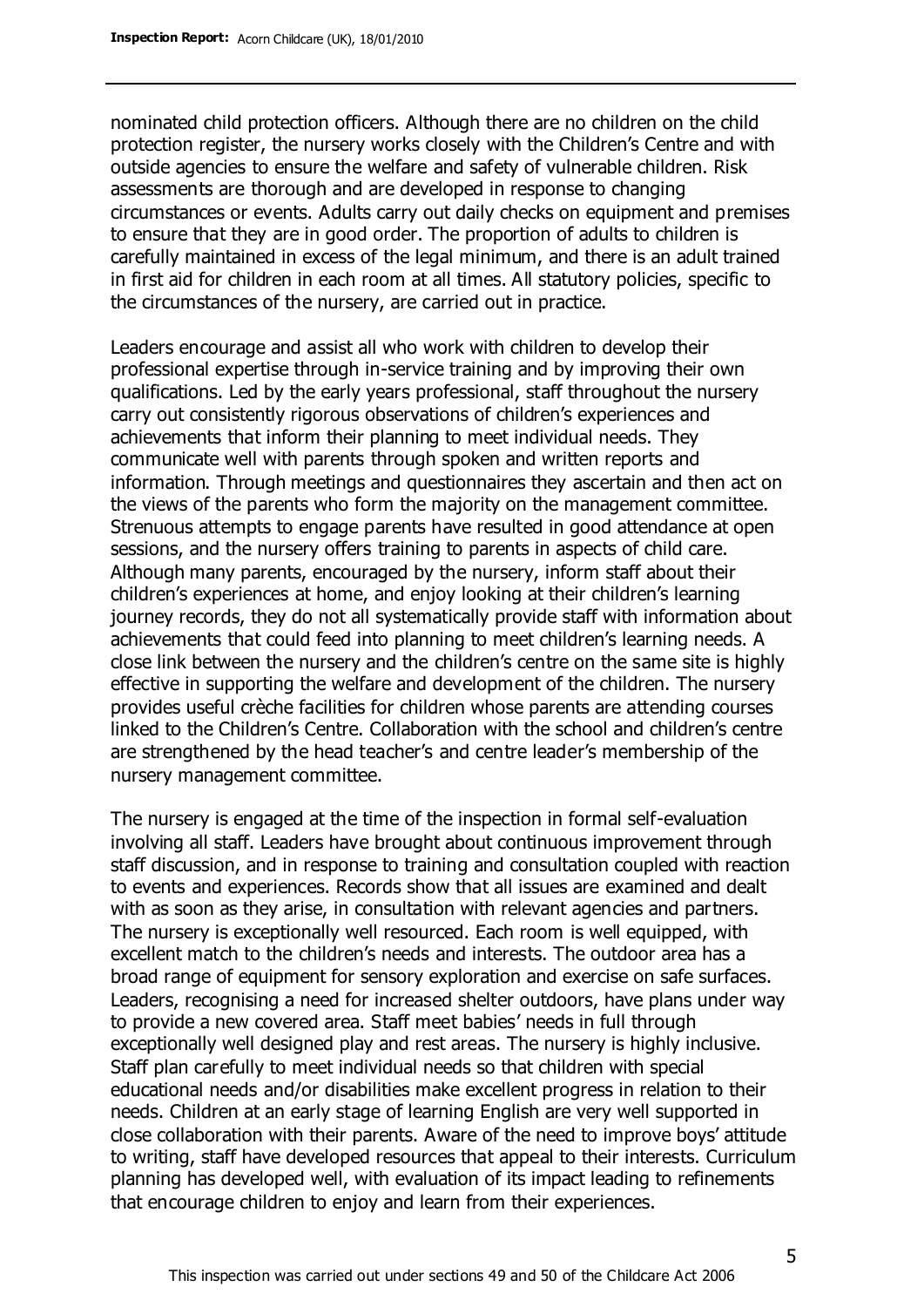nominated child protection officers. Although there are no children on the child protection register, the nursery works closely with the Children's Centre and with outside agencies to ensure the welfare and safety of vulnerable children. Risk assessments are thorough and are developed in response to changing circumstances or events. Adults carry out daily checks on equipment and premises to ensure that they are in good order. The proportion of adults to children is carefully maintained in excess of the legal minimum, and there is an adult trained in first aid for children in each room at all times. All statutory policies, specific to the circumstances of the nursery, are carried out in practice.

Leaders encourage and assist all who work with children to develop their professional expertise through in-service training and by improving their own qualifications. Led by the early years professional, staff throughout the nursery carry out consistently rigorous observations of children's experiences and achievements that inform their planning to meet individual needs. They communicate well with parents through spoken and written reports and information. Through meetings and questionnaires they ascertain and then act on the views of the parents who form the majority on the management committee. Strenuous attempts to engage parents have resulted in good attendance at open sessions, and the nursery offers training to parents in aspects of child care. Although many parents, encouraged by the nursery, inform staff about their children's experiences at home, and enjoy looking at their children's learning journey records, they do not all systematically provide staff with information about achievements that could feed into planning to meet children's learning needs. A close link between the nursery and the children's centre on the same site is highly effective in supporting the welfare and development of the children. The nursery provides useful crèche facilities for children whose parents are attending courses linked to the Children's Centre. Collaboration with the school and children's centre are strengthened by the head teacher's and centre leader's membership of the nursery management committee.

The nursery is engaged at the time of the inspection in formal self-evaluation involving all staff. Leaders have brought about continuous improvement through staff discussion, and in response to training and consultation coupled with reaction to events and experiences. Records show that all issues are examined and dealt with as soon as they arise, in consultation with relevant agencies and partners. The nursery is exceptionally well resourced. Each room is well equipped, with excellent match to the children's needs and interests. The outdoor area has a broad range of equipment for sensory exploration and exercise on safe surfaces. Leaders, recognising a need for increased shelter outdoors, have plans under way to provide a new covered area. Staff meet babies' needs in full through exceptionally well designed play and rest areas. The nursery is highly inclusive. Staff plan carefully to meet individual needs so that children with special educational needs and/or disabilities make excellent progress in relation to their needs. Children at an early stage of learning English are very well supported in close collaboration with their parents. Aware of the need to improve boys' attitude to writing, staff have developed resources that appeal to their interests. Curriculum planning has developed well, with evaluation of its impact leading to refinements that encourage children to enjoy and learn from their experiences.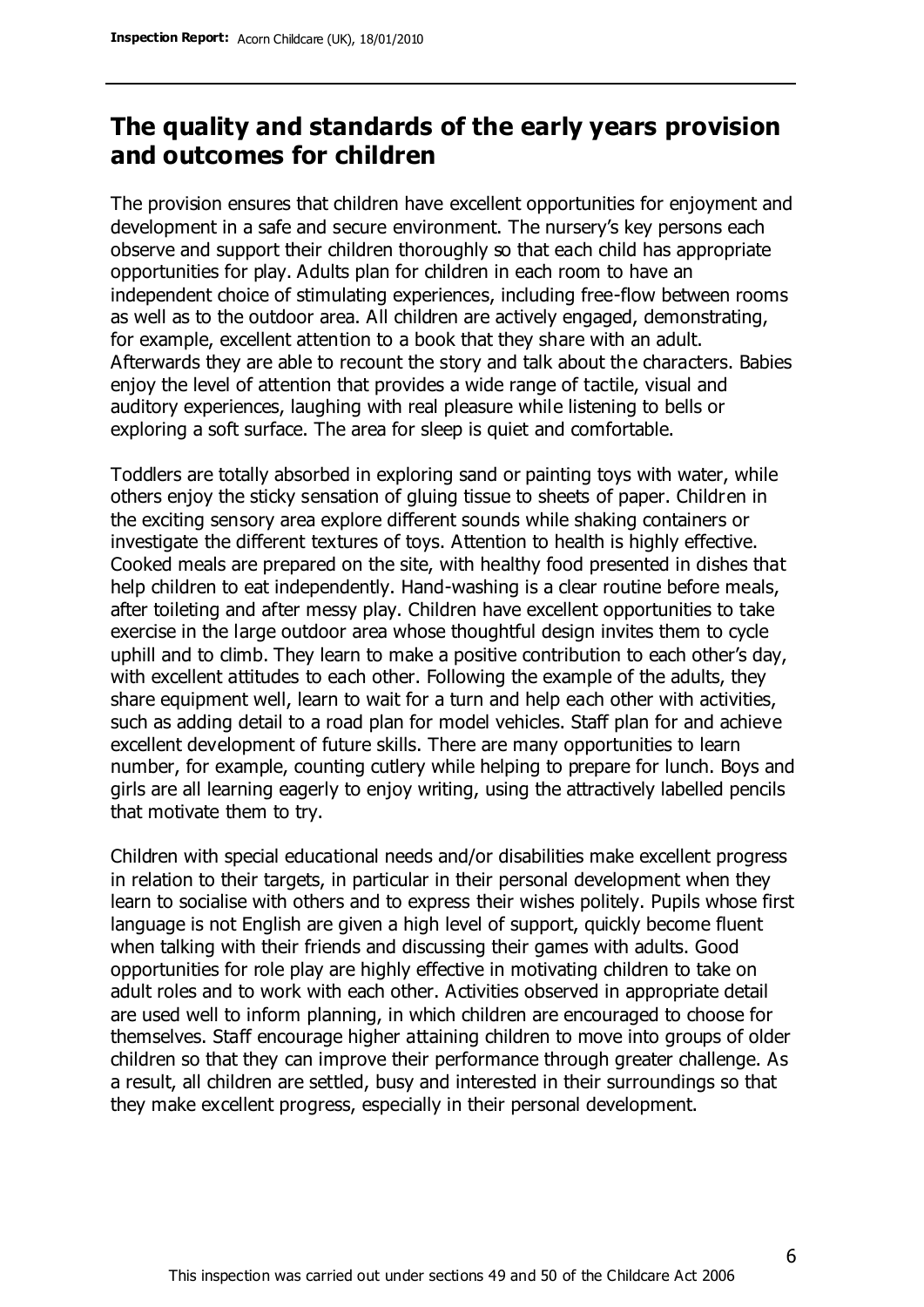## The quality and standards of the early years provision and outcomes for children

The provision ensures that children have excellent opportunities for enjoyment and development in a safe and secure environment. The nursery's key persons each observe and support their children thoroughly so that each child has appropriate opportunities for play. Adults plan for children in each room to have an independent choice of stimulating experiences, including free-flow between rooms as well as to the outdoor area. All children are actively engaged, demonstrating, for example, excellent attention to a book that they share with an adult. Afterwards they are able to recount the story and talk about the characters. Babies enjoy the level of attention that provides a wide range of tactile, visual and auditory experiences, laughing with real pleasure while listening to bells or exploring a soft surface. The area for sleep is quiet and comfortable.

Toddlers are totally absorbed in exploring sand or painting toys with water, while others enjoy the sticky sensation of gluing tissue to sheets of paper. Children in the exciting sensory area explore different sounds while shaking containers or investigate the different textures of toys. Attention to health is highly effective. Cooked meals are prepared on the site, with healthy food presented in dishes that help children to eat independently. Hand-washing is a clear routine before meals, after toileting and after messy play. Children have excellent opportunities to take exercise in the large outdoor area whose thoughtful design invites them to cycle uphill and to climb. They learn to make a positive contribution to each other's day, with excellent attitudes to each other. Following the example of the adults, they share equipment well, learn to wait for a turn and help each other with activities, such as adding detail to a road plan for model vehicles. Staff plan for and achieve excellent development of future skills. There are many opportunities to learn number, for example, counting cutlery while helping to prepare for lunch. Boys and girls are all learning eagerly to enjoy writing, using the attractively labelled pencils that motivate them to try.

Children with special educational needs and/or disabilities make excellent progress in relation to their targets, in particular in their personal development when they learn to socialise with others and to express their wishes politely. Pupils whose first language is not English are given a high level of support, quickly become fluent when talking with their friends and discussing their games with adults. Good opportunities for role play are highly effective in motivating children to take on adult roles and to work with each other. Activities observed in appropriate detail are used well to inform planning, in which children are encouraged to choose for themselves. Staff encourage higher attaining children to move into groups of older children so that they can improve their performance through greater challenge. As a result, all children are settled, busy and interested in their surroundings so that they make excellent progress, especially in their personal development.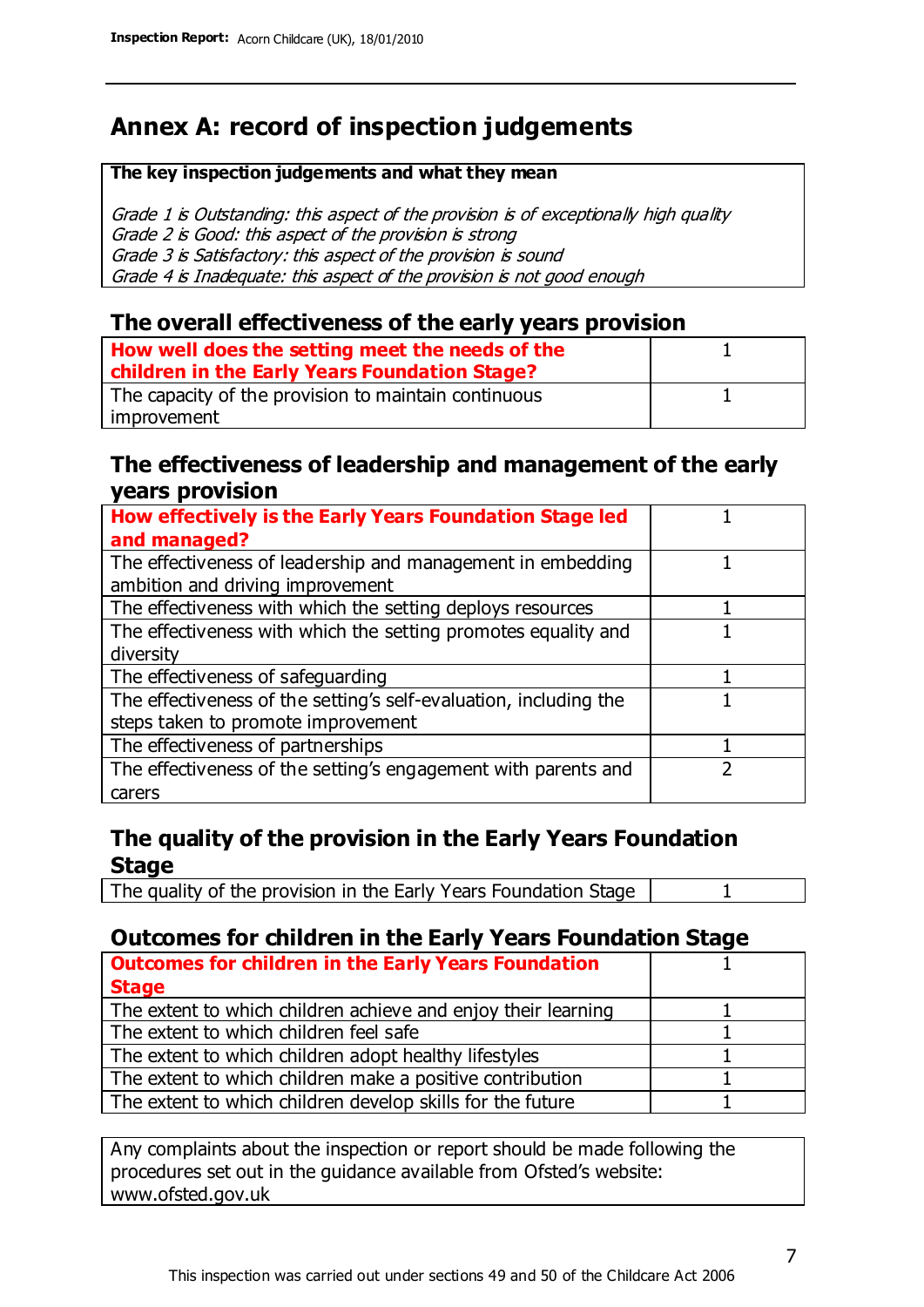## Annex A: record of inspection judgements

| The key inspection judgements and what they mean |
|---|
| *Grade 1 is Outstanding: this aspect of the provision is of exceptionally high quality*<br>*Grade 2 is Good: this aspect of the provision is strong*<br>*Grade 3 is Satisfactory: this aspect of the provision is sound*<br>*Grade 4 is Inadequate: this aspect of the provision is not good enough* |

### The overall effectiveness of the early years provision

| | |
|---|---|
| **How well does the setting meet the needs of the children in the Early Years Foundation Stage?** | 1 |
| The capacity of the provision to maintain continuous improvement | 1 |

### The effectiveness of leadership and management of the early years provision

| | |
|---|---|
| **How effectively is the Early Years Foundation Stage led and managed?** | 1 |
| The effectiveness of leadership and management in embedding ambition and driving improvement | 1 |
| The effectiveness with which the setting deploys resources | 1 |
| The effectiveness with which the setting promotes equality and diversity | 1 |
| The effectiveness of safeguarding | 1 |
| The effectiveness of the setting's self-evaluation, including the steps taken to promote improvement | 1 |
| The effectiveness of partnerships | 1 |
| The effectiveness of the setting's engagement with parents and carers | 2 |

### The quality of the provision in the Early Years Foundation Stage

| | |
|---|---|
| The quality of the provision in the Early Years Foundation Stage | 1 |

### Outcomes for children in the Early Years Foundation Stage

| | |
|---|---|
| **Outcomes for children in the Early Years Foundation Stage** | 1 |
| The extent to which children achieve and enjoy their learning | 1 |
| The extent to which children feel safe | 1 |
| The extent to which children adopt healthy lifestyles | 1 |
| The extent to which children make a positive contribution | 1 |
| The extent to which children develop skills for the future | 1 |

Any complaints about the inspection or report should be made following the procedures set out in the guidance available from Ofsted's website: www.ofsted.gov.uk

This inspection was carried out under sections 49 and 50 of the Childcare Act 2006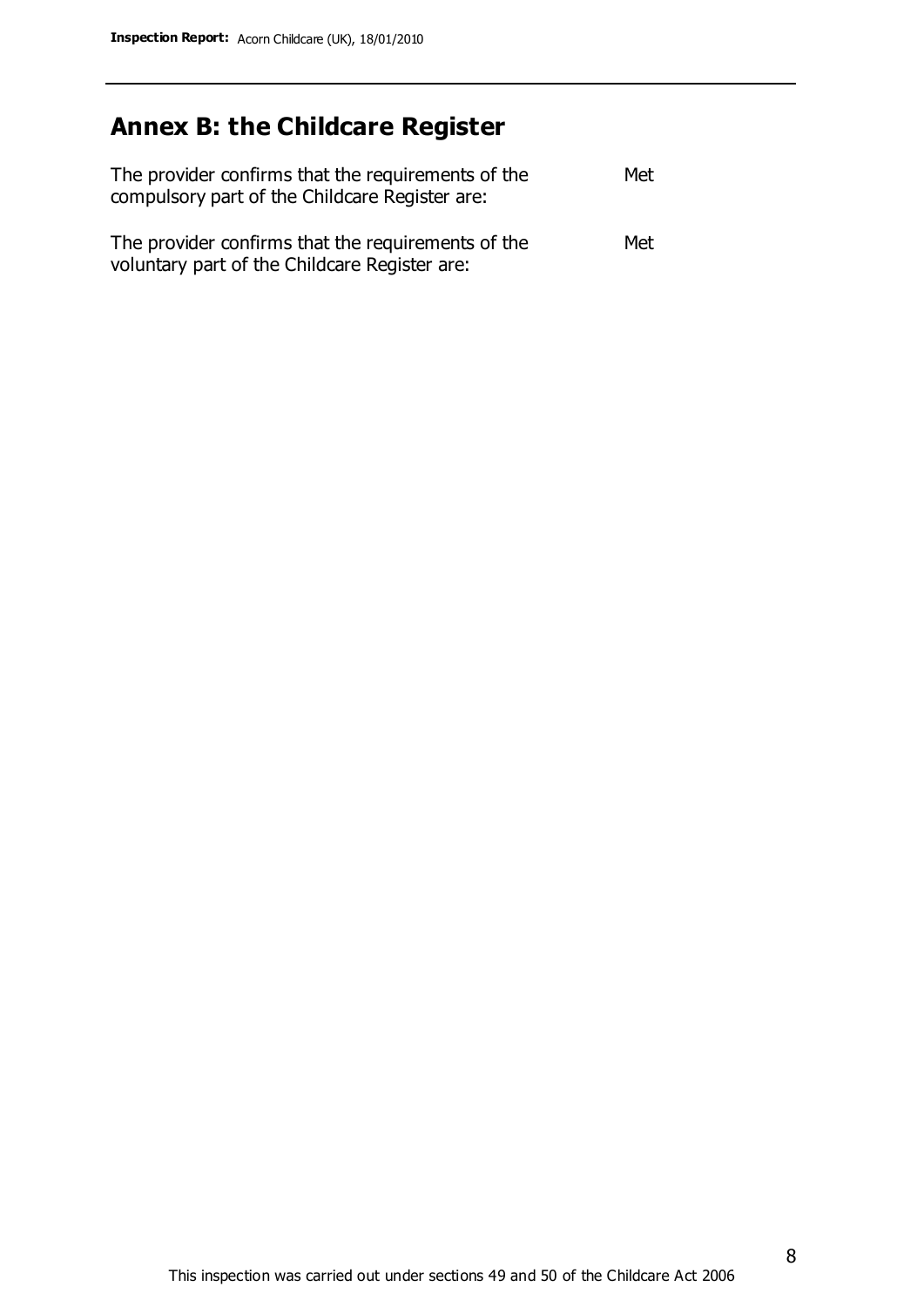## Annex B: the Childcare Register

| | |
|---|---|
| The provider confirms that the requirements of the compulsory part of the Childcare Register are: | Met |
| The provider confirms that the requirements of the voluntary part of the Childcare Register are: | Met |